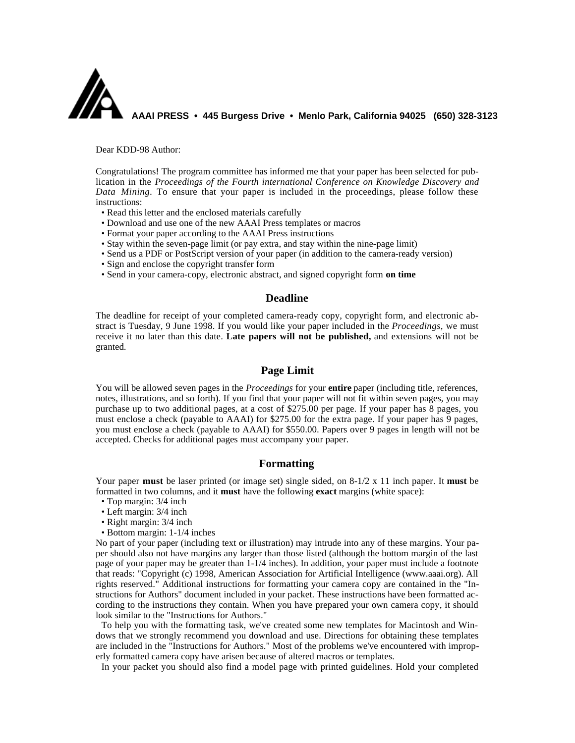**AAAI PRESS • 445 Burgess Drive • Menlo Park, California 94025 (650) 328-3123**

Dear KDD-98 Author:

Congratulations! The program committee has informed me that your paper has been selected for publication in the *Proceedings of the Fourth international Conference on Knowledge Discovery and Data Mining*. To ensure that your paper is included in the proceedings, please follow these instructions:

- Read this letter and the enclosed materials carefully
- Download and use one of the new AAAI Press templates or macros
- Format your paper according to the AAAI Press instructions
- Stay within the seven-page limit (or pay extra, and stay within the nine-page limit)
- Send us a PDF or PostScript version of your paper (in addition to the camera-ready version)
- Sign and enclose the copyright transfer form
- Send in your camera-copy, electronic abstract, and signed copyright form **on time**

## Deadline

The deadline for receipt of your completed camera-ready copy, copyright form, and electronic abstract is Tuesday, 9 June 1998. If you would like your paper included in the *Proceedings*, we must receive it no later than this date. **Late papers will not be published,** and extensions will not be granted.

## Page Limit

You will be allowed seven pages in the *Proceedings* for your **entire** paper (including title, references, notes, illustrations, and so forth). If you find that your paper will not fit within seven pages, you may purchase up to two additional pages, at a cost of $275.00 per page. If your paper has 8 pages, you must enclose a check (payable to AAAI) for $275.00 for the extra page. If your paper has 9 pages, you must enclose a check (payable to AAAI) for $550.00. Papers over 9 pages in length will not be accepted. Checks for additional pages must accompany your paper.

## Formatting

Your paper **must** be laser printed (or image set) single sided, on 8-1/2 x 11 inch paper. It **must** be formatted in two columns, and it **must** have the following **exact** margins (white space):

- Top margin: 3/4 inch
- Left margin: 3/4 inch
- Right margin: 3/4 inch
- Bottom margin: 1-1/4 inches

No part of your paper (including text or illustration) may intrude into any of these margins. Your paper should also not have margins any larger than those listed (although the bottom margin of the last page of your paper may be greater than 1-1/4 inches). In addition, your paper must include a footnote that reads: "Copyright (c) 1998, American Association for Artificial Intelligence (www.aaai.org). All rights reserved." Additional instructions for formatting your camera copy are contained in the "Instructions for Authors" document included in your packet. These instructions have been formatted according to the instructions they contain. When you have prepared your own camera copy, it should look similar to the "Instructions for Authors."

To help you with the formatting task, we've created some new templates for Macintosh and Windows that we strongly recommend you download and use. Directions for obtaining these templates are included in the "Instructions for Authors." Most of the problems we've encountered with improperly formatted camera copy have arisen because of altered macros or templates.

In your packet you should also find a model page with printed guidelines. Hold your completed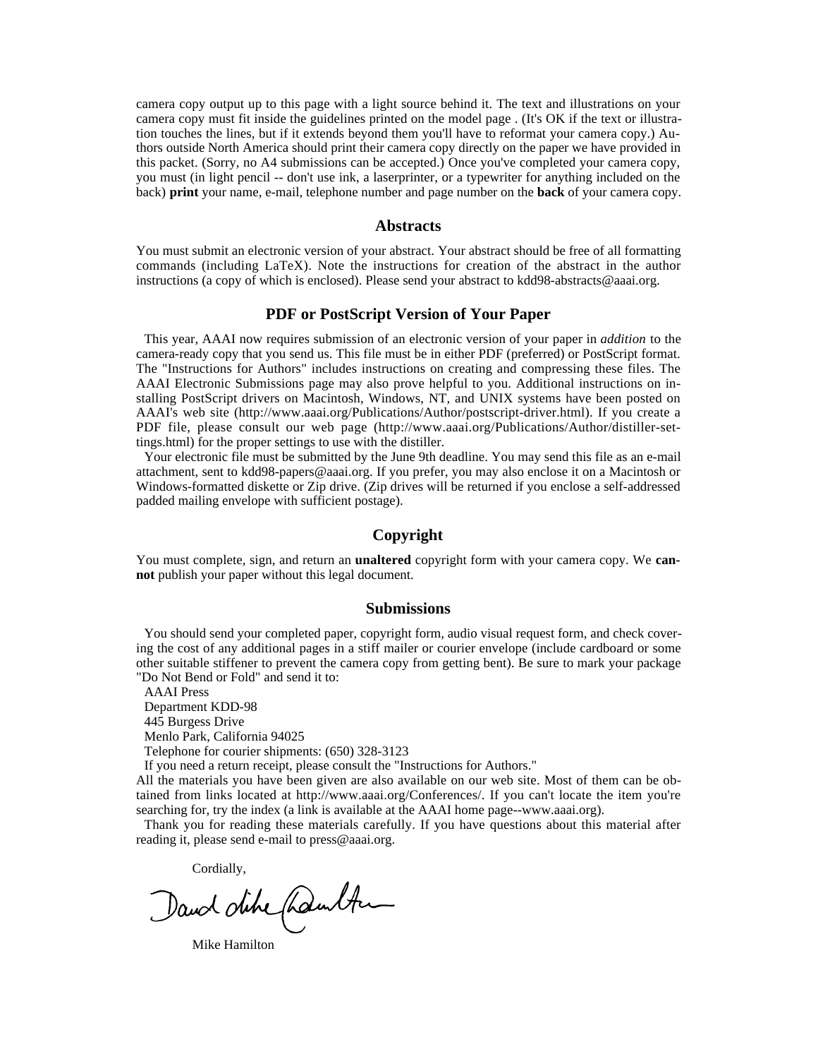camera copy output up to this page with a light source behind it. The text and illustrations on your camera copy must fit inside the guidelines printed on the model page . (It's OK if the text or illustration touches the lines, but if it extends beyond them you'll have to reformat your camera copy.) Authors outside North America should print their camera copy directly on the paper we have provided in this packet. (Sorry, no A4 submissions can be accepted.) Once you've completed your camera copy, you must (in light pencil -- don't use ink, a laserprinter, or a typewriter for anything included on the back) **print** your name, e-mail, telephone number and page number on the **back** of your camera copy.

## Abstracts

You must submit an electronic version of your abstract. Your abstract should be free of all formatting commands (including LaTeX). Note the instructions for creation of the abstract in the author instructions (a copy of which is enclosed). Please send your abstract to kdd98-abstracts@aaai.org.

## PDF or PostScript Version of Your Paper

This year, AAAI now requires submission of an electronic version of your paper in *addition* to the camera-ready copy that you send us. This file must be in either PDF (preferred) or PostScript format. The "Instructions for Authors" includes instructions on creating and compressing these files. The AAAI Electronic Submissions page may also prove helpful to you. Additional instructions on installing PostScript drivers on Macintosh, Windows, NT, and UNIX systems have been posted on AAAI's web site (http://www.aaai.org/Publications/Author/postscript-driver.html). If you create a PDF file, please consult our web page (http://www.aaai.org/Publications/Author/distiller-settings.html) for the proper settings to use with the distiller.

Your electronic file must be submitted by the June 9th deadline. You may send this file as an e-mail attachment, sent to kdd98-papers@aaai.org. If you prefer, you may also enclose it on a Macintosh or Windows-formatted diskette or Zip drive. (Zip drives will be returned if you enclose a self-addressed padded mailing envelope with sufficient postage).

## Copyright

You must complete, sign, and return an **unaltered** copyright form with your camera copy. We **cannot** publish your paper without this legal document.

## Submissions

You should send your completed paper, copyright form, audio visual request form, and check covering the cost of any additional pages in a stiff mailer or courier envelope (include cardboard or some other suitable stiffener to prevent the camera copy from getting bent). Be sure to mark your package "Do Not Bend or Fold" and send it to:

AAAI Press  
Department KDD-98  
445 Burgess Drive  
Menlo Park, California 94025  
Telephone for courier shipments: (650) 328-3123

If you need a return receipt, please consult the "Instructions for Authors."

All the materials you have been given are also available on our web site. Most of them can be obtained from links located at http://www.aaai.org/Conferences/. If you can't locate the item you're searching for, try the index (a link is available at the AAAI home page--www.aaai.org).

Thank you for reading these materials carefully. If you have questions about this material after reading it, please send e-mail to press@aaai.org.

Cordially,

David Mike Hamilton

Mike Hamilton